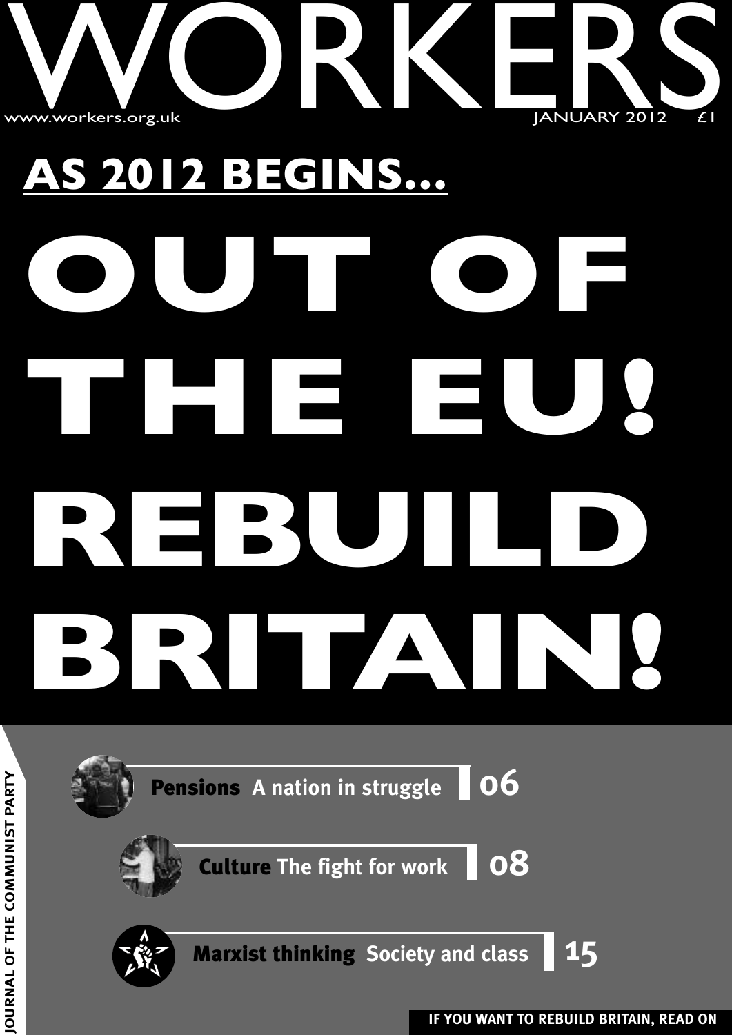# WORKERS

www.workers.org.uk JANUARY 2012 £1

**AS 2012 BEGINS...**

# OUT OF THE EU! REBUILD BRITAIN!

**Pensions** A nation in struggle 06

**Culture** The fight for work 08

**Marxist thinking** Society and class 15

JOURNAL OF THE COMMUNIST PARTY

**IF YOU WANT TO REBUILD BRITAIN, READ ON**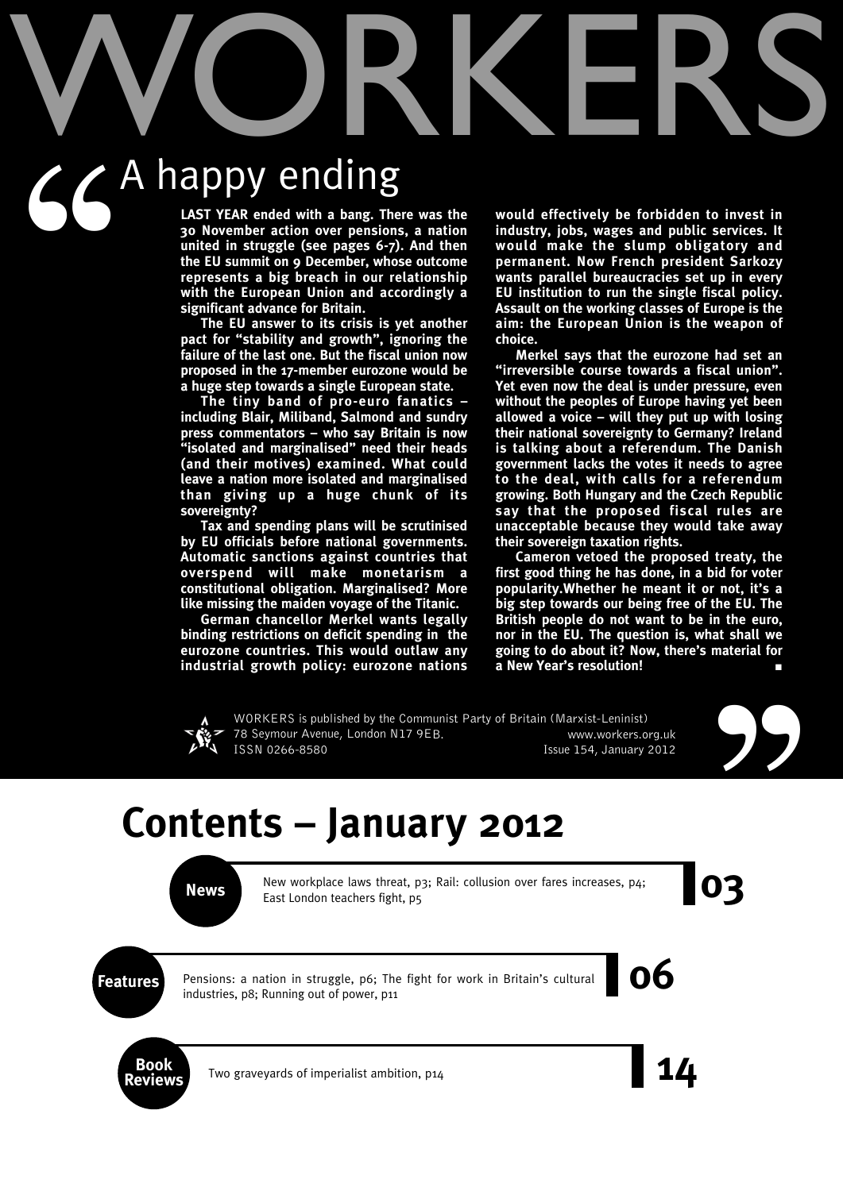# WORKERS

## A happy ending

**LAST YEAR ended with a bang. There was the 30 November action over pensions, a nation united in struggle (see pages 6-7). And then the EU summit on 9 December, whose outcome represents a big breach in our relationship with the European Union and accordingly a significant advance for Britain.**

**The EU answer to its crisis is yet another pact for "stability and growth", ignoring the failure of the last one. But the fiscal union now proposed in the 17-member eurozone would be a huge step towards a single European state.**

**The tiny band of pro-euro fanatics – including Blair, Miliband, Salmond and sundry press commentators – who say Britain is now "isolated and marginalised" need their heads (and their motives) examined. What could leave a nation more isolated and marginalised than giving up a huge chunk of its sovereignty?**

**Tax and spending plans will be scrutinised by EU officials before national governments. Automatic sanctions against countries that overspend will make monetarism a constitutional obligation. Marginalised? More like missing the maiden voyage of the Titanic.**

**German chancellor Merkel wants legally binding restrictions on deficit spending in the eurozone countries. This would outlaw any industrial growth policy: eurozone nations would effectively be forbidden to invest in industry, jobs, wages and public services. It would make the slump obligatory and permanent. Now French president Sarkozy wants parallel bureaucracies set up in every EU institution to run the single fiscal policy. Assault on the working classes of Europe is the aim: the European Union is the weapon of choice.**

**Merkel says that the eurozone had set an "irreversible course towards a fiscal union". Yet even now the deal is under pressure, even without the peoples of Europe having yet been allowed a voice – will they put up with losing their national sovereignty to Germany? Ireland is talking about a referendum. The Danish government lacks the votes it needs to agree to the deal, with calls for a referendum growing. Both Hungary and the Czech Republic say that the proposed fiscal rules are unacceptable because they would take away their sovereign taxation rights.**

**Cameron vetoed the proposed treaty, the first good thing he has done, in a bid for voter popularity.Whether he meant it or not, it's a big step towards our being free of the EU. The British people do not want to be in the euro, nor in the EU. The question is, what shall we going to do about it? Now, there's material for a New Year's resolution!** ■

WORKERS is published by the Communist Party of Britain (Marxist-Leninist)
78 Seymour Avenue, London N17 9EB.
ISSN 0266-8580
www.workers.org.uk
Issue 154, January 2012

# Contents – January 2012

**News** — New workplace laws threat, p3; Rail: collusion over fares increases, p4; East London teachers fight, p5 — **03**

**Features** — Pensions: a nation in struggle, p6; The fight for work in Britain's cultural industries, p8; Running out of power, p11 — **06**

**Book Reviews** — Two graveyards of imperialist ambition, p14 — **14**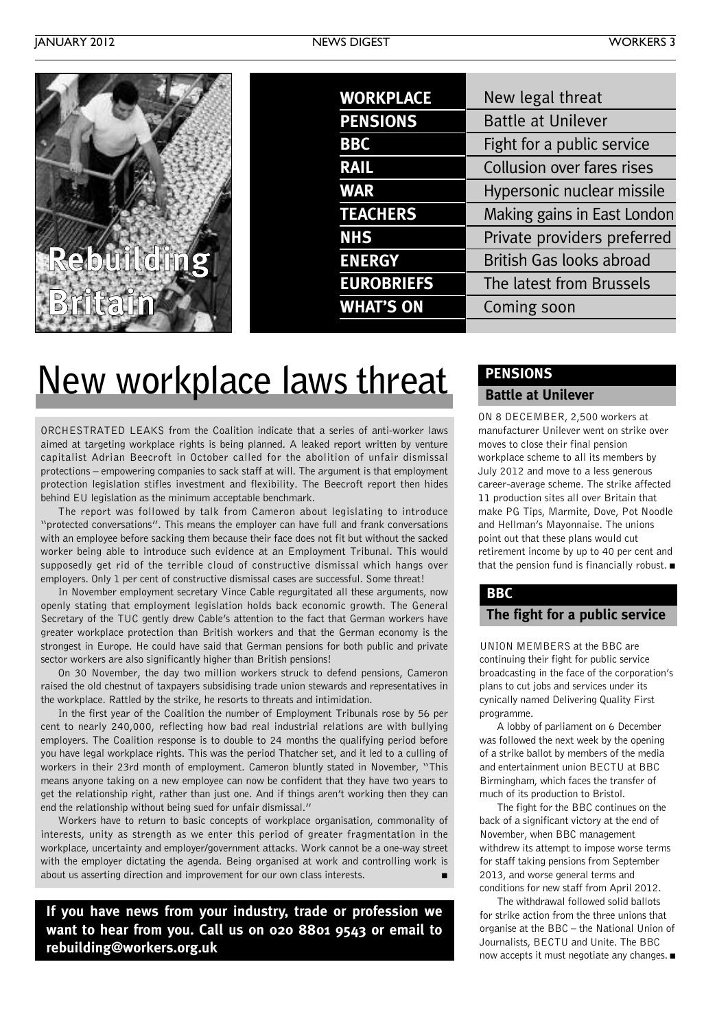Rebuilding Britain

| | |
|---|---|
| **WORKPLACE** | New legal threat |
| **PENSIONS** | Battle at Unilever |
| **BBC** | Fight for a public service |
| **RAIL** | Collusion over fares rises |
| **WAR** | Hypersonic nuclear missile |
| **TEACHERS** | Making gains in East London |
| **NHS** | Private providers preferred |
| **ENERGY** | British Gas looks abroad |
| **EUROBRIEFS** | The latest from Brussels |
| **WHAT'S ON** | Coming soon |

# New workplace laws threat

ORCHESTRATED LEAKS from the Coalition indicate that a series of anti-worker laws aimed at targeting workplace rights is being planned. A leaked report written by venture capitalist Adrian Beecroft in October called for the abolition of unfair dismissal protections – empowering companies to sack staff at will. The argument is that employment protection legislation stifles investment and flexibility. The Beecroft report then hides behind EU legislation as the minimum acceptable benchmark.

The report was followed by talk from Cameron about legislating to introduce "protected conversations". This means the employer can have full and frank conversations with an employee before sacking them because their face does not fit but without the sacked worker being able to introduce such evidence at an Employment Tribunal. This would supposedly get rid of the terrible cloud of constructive dismissal which hangs over employers. Only 1 per cent of constructive dismissal cases are successful. Some threat!

In November employment secretary Vince Cable regurgitated all these arguments, now openly stating that employment legislation holds back economic growth. The General Secretary of the TUC gently drew Cable's attention to the fact that German workers have greater workplace protection than British workers and that the German economy is the strongest in Europe. He could have said that German pensions for both public and private sector workers are also significantly higher than British pensions!

On 30 November, the day two million workers struck to defend pensions, Cameron raised the old chestnut of taxpayers subsidising trade union stewards and representatives in the workplace. Rattled by the strike, he resorts to threats and intimidation.

In the first year of the Coalition the number of Employment Tribunals rose by 56 per cent to nearly 240,000, reflecting how bad real industrial relations are with bullying employers. The Coalition response is to double to 24 months the qualifying period before you have legal workplace rights. This was the period Thatcher set, and it led to a culling of workers in their 23rd month of employment. Cameron bluntly stated in November, "This means anyone taking on a new employee can now be confident that they have two years to get the relationship right, rather than just one. And if things aren't working then they can end the relationship without being sued for unfair dismissal."

Workers have to return to basic concepts of workplace organisation, commonality of interests, unity as strength as we enter this period of greater fragmentation in the workplace, uncertainty and employer/government attacks. Work cannot be a one-way street with the employer dictating the agenda. Being organised at work and controlling work is about us asserting direction and improvement for our own class interests. ■

**If you have news from your industry, trade or profession we want to hear from you. Call us on 020 8801 9543 or email to rebuilding@workers.org.uk**

## PENSIONS

### Battle at Unilever

ON 8 DECEMBER, 2,500 workers at manufacturer Unilever went on strike over moves to close their final pension workplace scheme to all its members by July 2012 and move to a less generous career-average scheme. The strike affected 11 production sites all over Britain that make PG Tips, Marmite, Dove, Pot Noodle and Hellman's Mayonnaise. The unions point out that these plans would cut retirement income by up to 40 per cent and that the pension fund is financially robust. ■

## BBC

### The fight for a public service

UNION MEMBERS at the BBC are continuing their fight for public service broadcasting in the face of the corporation's plans to cut jobs and services under its cynically named Delivering Quality First programme.

A lobby of parliament on 6 December was followed the next week by the opening of a strike ballot by members of the media and entertainment union BECTU at BBC Birmingham, which faces the transfer of much of its production to Bristol.

The fight for the BBC continues on the back of a significant victory at the end of November, when BBC management withdrew its attempt to impose worse terms for staff taking pensions from September 2013, and worse general terms and conditions for new staff from April 2012.

The withdrawal followed solid ballots for strike action from the three unions that organise at the BBC – the National Union of Journalists, BECTU and Unite. The BBC now accepts it must negotiate any changes. ■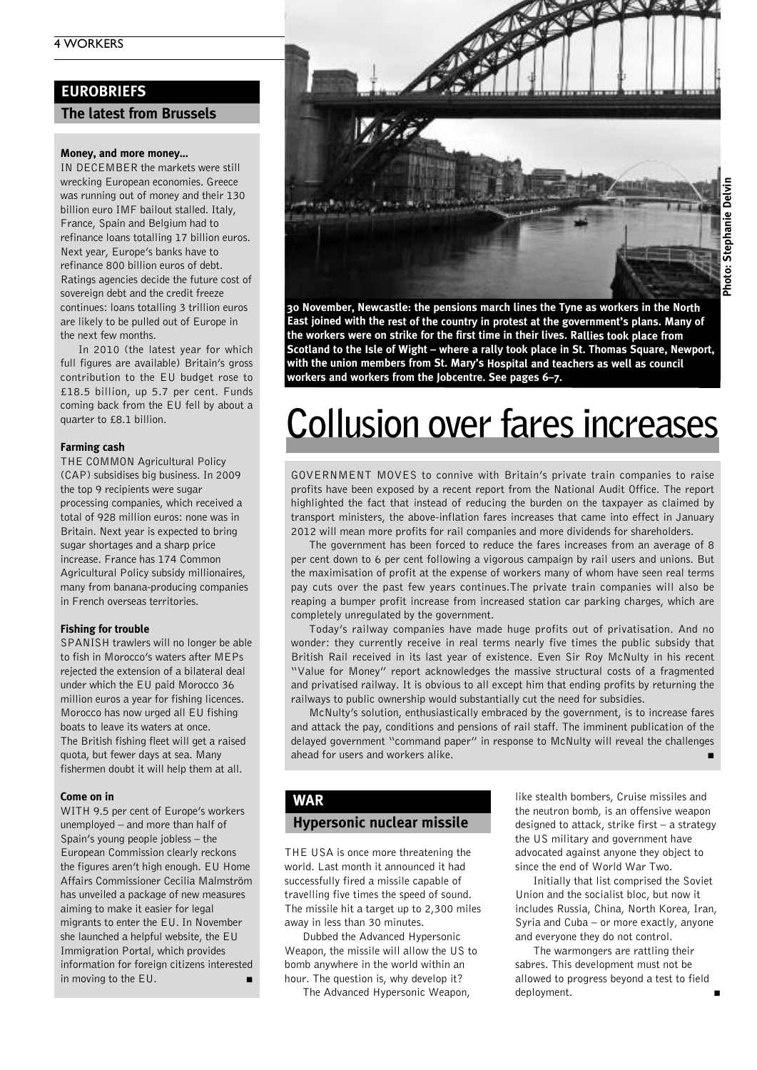## EUROBRIEFS

### The latest from Brussels

**Money, and more money…**

IN DECEMBER the markets were still wrecking European economies. Greece was running out of money and their 130 billion euro IMF bailout stalled. Italy, France, Spain and Belgium had to refinance loans totalling 17 billion euros. Next year, Europe's banks have to refinance 800 billion euros of debt. Ratings agencies decide the future cost of sovereign debt and the credit freeze continues: loans totalling 3 trillion euros are likely to be pulled out of Europe in the next few months.

In 2010 (the latest year for which full figures are available) Britain's gross contribution to the EU budget rose to £18.5 billion, up 5.7 per cent. Funds coming back from the EU fell by about a quarter to £8.1 billion.

**Farming cash**

THE COMMON Agricultural Policy (CAP) subsidises big business. In 2009 the top 9 recipients were sugar processing companies, which received a total of 928 million euros: none was in Britain. Next year is expected to bring sugar shortages and a sharp price increase. France has 174 Common Agricultural Policy subsidy millionaires, many from banana-producing companies in French overseas territories.

**Fishing for trouble**

SPANISH trawlers will no longer be able to fish in Morocco's waters after MEPs rejected the extension of a bilateral deal under which the EU paid Morocco 36 million euros a year for fishing licences. Morocco has now urged all EU fishing boats to leave its waters at once. The British fishing fleet will get a raised quota, but fewer days at sea. Many fishermen doubt it will help them at all.

**Come on in**

WITH 9.5 per cent of Europe's workers unemployed – and more than half of Spain's young people jobless – the European Commission clearly reckons the figures aren't high enough. EU Home Affairs Commissioner Cecilia Malmström has unveiled a package of new measures aiming to make it easier for legal migrants to enter the EU. In November she launched a helpful website, the EU Immigration Portal, which provides information for foreign citizens interested in moving to the EU. ■

**30 November, Newcastle: the pensions march lines the Tyne as workers in the North East joined with the rest of the country in protest at the government's plans. Many of the workers were on strike for the first time in their lives. Rallies took place from Scotland to the Isle of Wight – where a rally took place in St. Thomas Square, Newport, with the union members from St. Mary's Hospital and teachers as well as council workers and workers from the Jobcentre. See pages 6–7.**

Photo: Stephanie Delvin

# Collusion over fares increases

GOVERNMENT MOVES to connive with Britain's private train companies to raise profits have been exposed by a recent report from the National Audit Office. The report highlighted the fact that instead of reducing the burden on the taxpayer as claimed by transport ministers, the above-inflation fares increases that came into effect in January 2012 will mean more profits for rail companies and more dividends for shareholders.

The government has been forced to reduce the fares increases from an average of 8 per cent down to 6 per cent following a vigorous campaign by rail users and unions. But the maximisation of profit at the expense of workers many of whom have seen real terms pay cuts over the past few years continues.The private train companies will also be reaping a bumper profit increase from increased station car parking charges, which are completely unregulated by the government.

Today's railway companies have made huge profits out of privatisation. And no wonder: they currently receive in real terms nearly five times the public subsidy that British Rail received in its last year of existence. Even Sir Roy McNulty in his recent "Value for Money" report acknowledges the massive structural costs of a fragmented and privatised railway. It is obvious to all except him that ending profits by returning the railways to public ownership would substantially cut the need for subsidies.

McNulty's solution, enthusiastically embraced by the government, is to increase fares and attack the pay, conditions and pensions of rail staff. The imminent publication of the delayed government "command paper" in response to McNulty will reveal the challenges ahead for users and workers alike. ■

## WAR

### Hypersonic nuclear missile

THE USA is once more threatening the world. Last month it announced it had successfully fired a missile capable of travelling five times the speed of sound. The missile hit a target up to 2,300 miles away in less than 30 minutes.

Dubbed the Advanced Hypersonic Weapon, the missile will allow the US to bomb anywhere in the world within an hour. The question is, why develop it?

The Advanced Hypersonic Weapon, like stealth bombers, Cruise missiles and the neutron bomb, is an offensive weapon designed to attack, strike first – a strategy the US military and government have advocated against anyone they object to since the end of World War Two.

Initially that list comprised the Soviet Union and the socialist bloc, but now it includes Russia, China, North Korea, Iran, Syria and Cuba – or more exactly, anyone and everyone they do not control.

The warmongers are rattling their sabres. This development must not be allowed to progress beyond a test to field deployment. ■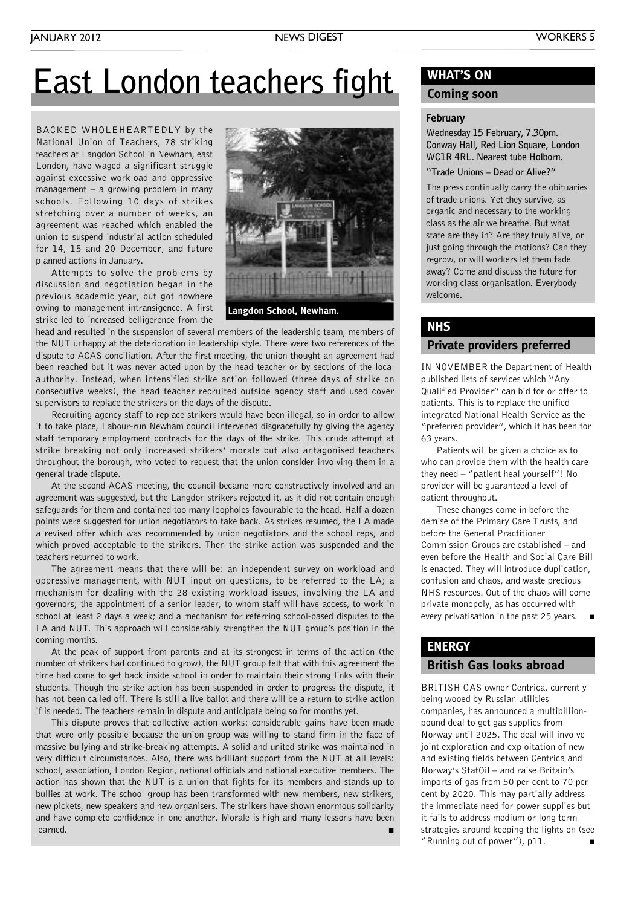# East London teachers fight

BACKED WHOLEHEARTEDLY by the National Union of Teachers, 78 striking teachers at Langdon School in Newham, east London, have waged a significant struggle against excessive workload and oppressive management – a growing problem in many schools. Following 10 days of strikes stretching over a number of weeks, an agreement was reached which enabled the union to suspend industrial action scheduled for 14, 15 and 20 December, and future planned actions in January.

Attempts to solve the problems by discussion and negotiation began in the previous academic year, but got nowhere owing to management intransigence. A first strike led to increased belligerence from the head and resulted in the suspension of several members of the leadership team, members of the NUT unhappy at the deterioration in leadership style. There were two references of the dispute to ACAS conciliation. After the first meeting, the union thought an agreement had been reached but it was never acted upon by the head teacher or by sections of the local authority. Instead, when intensified strike action followed (three days of strike on consecutive weeks), the head teacher recruited outside agency staff and used cover supervisors to replace the strikers on the days of the dispute.

Langdon School, Newham.

Recruiting agency staff to replace strikers would have been illegal, so in order to allow it to take place, Labour-run Newham council intervened disgracefully by giving the agency staff temporary employment contracts for the days of the strike. This crude attempt at strike breaking not only increased strikers' morale but also antagonised teachers throughout the borough, who voted to request that the union consider involving them in a general trade dispute.

At the second ACAS meeting, the council became more constructively involved and an agreement was suggested, but the Langdon strikers rejected it, as it did not contain enough safeguards for them and contained too many loopholes favourable to the head. Half a dozen points were suggested for union negotiators to take back. As strikes resumed, the LA made a revised offer which was recommended by union negotiators and the school reps, and which proved acceptable to the strikers. Then the strike action was suspended and the teachers returned to work.

The agreement means that there will be: an independent survey on workload and oppressive management, with NUT input on questions, to be referred to the LA; a mechanism for dealing with the 28 existing workload issues, involving the LA and governors; the appointment of a senior leader, to whom staff will have access, to work in school at least 2 days a week; and a mechanism for referring school-based disputes to the LA and NUT. This approach will considerably strengthen the NUT group's position in the coming months.

At the peak of support from parents and at its strongest in terms of the action (the number of strikers had continued to grow), the NUT group felt that with this agreement the time had come to get back inside school in order to maintain their strong links with their students. Though the strike action has been suspended in order to progress the dispute, it has not been called off. There is still a live ballot and there will be a return to strike action if is needed. The teachers remain in dispute and anticipate being so for months yet.

This dispute proves that collective action works: considerable gains have been made that were only possible because the union group was willing to stand firm in the face of massive bullying and strike-breaking attempts. A solid and united strike was maintained in very difficult circumstances. Also, there was brilliant support from the NUT at all levels: school, association, London Region, national officials and national executive members. The action has shown that the NUT is a union that fights for its members and stands up to bullies at work. The school group has been transformed with new members, new strikers, new pickets, new speakers and new organisers. The strikers have shown enormous solidarity and have complete confidence in one another. Morale is high and many lessons have been learned. ■

## WHAT'S ON

### Coming soon

**February**

**Wednesday 15 February, 7.30pm. Conway Hall, Red Lion Square, London WC1R 4RL. Nearest tube Holborn.**

**"Trade Unions – Dead or Alive?"**

The press continually carry the obituaries of trade unions. Yet they survive, as organic and necessary to the working class as the air we breathe. But what state are they in? Are they truly alive, or just going through the motions? Can they regrow, or will workers let them fade away? Come and discuss the future for working class organisation. Everybody welcome.

## NHS

### Private providers preferred

IN NOVEMBER the Department of Health published lists of services which "Any Qualified Provider" can bid for or offer to patients. This is to replace the unified integrated National Health Service as the "preferred provider", which it has been for 63 years.

Patients will be given a choice as to who can provide them with the health care they need – "patient heal yourself"! No provider will be guaranteed a level of patient throughput.

These changes come in before the demise of the Primary Care Trusts, and before the General Practitioner Commission Groups are established – and even before the Health and Social Care Bill is enacted. They will introduce duplication, confusion and chaos, and waste precious NHS resources. Out of the chaos will come private monopoly, as has occurred with every privatisation in the past 25 years. ■

## ENERGY

### British Gas looks abroad

BRITISH GAS owner Centrica, currently being wooed by Russian utilities companies, has announced a multibillion-pound deal to get gas supplies from Norway until 2025. The deal will involve joint exploration and exploitation of new and existing fields between Centrica and Norway's StatOil – and raise Britain's imports of gas from 50 per cent to 70 per cent by 2020. This may partially address the immediate need for power supplies but it fails to address medium or long term strategies around keeping the lights on (see "Running out of power"), p11. ■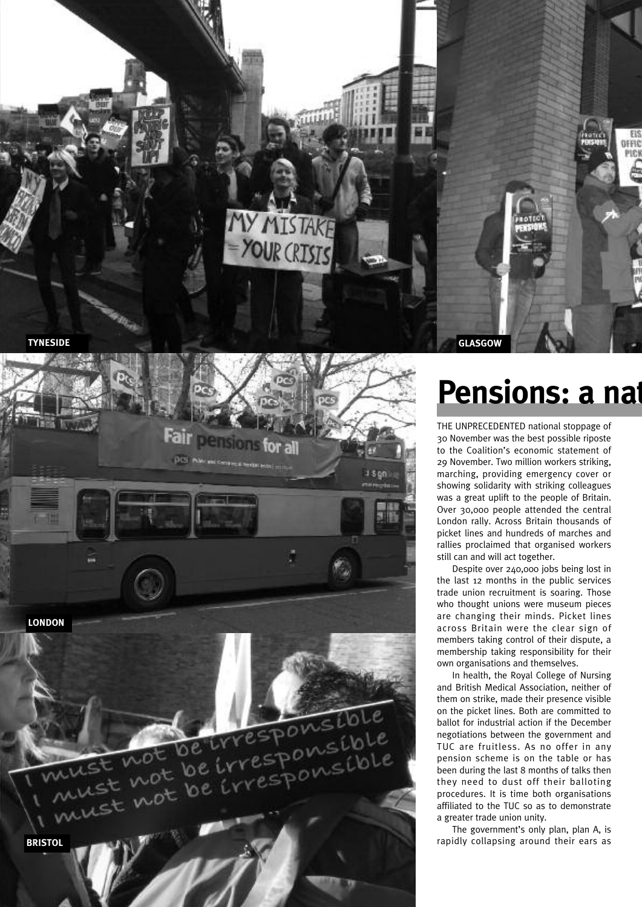TYNESIDE

GLASGOW

LONDON

BRISTOL

# Pensions: a nat

THE UNPRECEDENTED national stoppage of 30 November was the best possible riposte to the Coalition's economic statement of 29 November. Two million workers striking, marching, providing emergency cover or showing solidarity with striking colleagues was a great uplift to the people of Britain. Over 30,000 people attended the central London rally. Across Britain thousands of picket lines and hundreds of marches and rallies proclaimed that organised workers still can and will act together.

Despite over 240,000 jobs being lost in the last 12 months in the public services trade union recruitment is soaring. Those who thought unions were museum pieces are changing their minds. Picket lines across Britain were the clear sign of members taking control of their dispute, a membership taking responsibility for their own organisations and themselves.

In health, the Royal College of Nursing and British Medical Association, neither of them on strike, made their presence visible on the picket lines. Both are committed to ballot for industrial action if the December negotiations between the government and TUC are fruitless. As no offer in any pension scheme is on the table or has been during the last 8 months of talks then they need to dust off their balloting procedures. It is time both organisations affiliated to the TUC so as to demonstrate a greater trade union unity.

The government's only plan, plan A, is rapidly collapsing around their ears as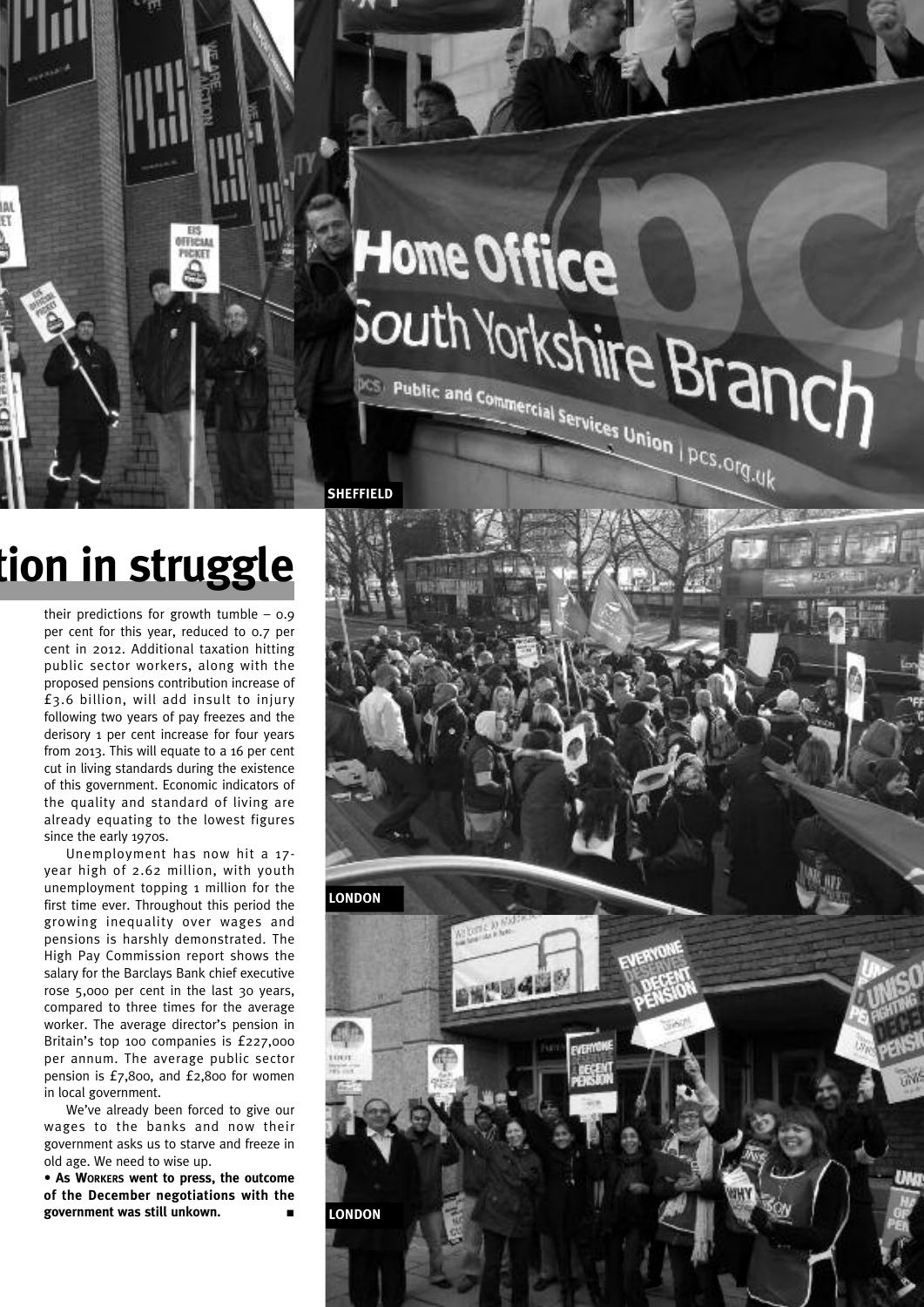# tion in struggle

their predictions for growth tumble – 0.9 per cent for this year, reduced to 0.7 per cent in 2012. Additional taxation hitting public sector workers, along with the proposed pensions contribution increase of £3.6 billion, will add insult to injury following two years of pay freezes and the derisory 1 per cent increase for four years from 2013. This will equate to a 16 per cent cut in living standards during the existence of this government. Economic indicators of the quality and standard of living are already equating to the lowest figures since the early 1970s.

Unemployment has now hit a 17-year high of 2.62 million, with youth unemployment topping 1 million for the first time ever. Throughout this period the growing inequality over wages and pensions is harshly demonstrated. The High Pay Commission report shows the salary for the Barclays Bank chief executive rose 5,000 per cent in the last 30 years, compared to three times for the average worker. The average director's pension in Britain's top 100 companies is £227,000 per annum. The average public sector pension is £7,800, and £2,800 for women in local government.

We've already been forced to give our wages to the banks and now their government asks us to starve and freeze in old age. We need to wise up.

**• As Workers went to press, the outcome of the December negotiations with the government was still unkown.** ■

SHEFFIELD

LONDON

LONDON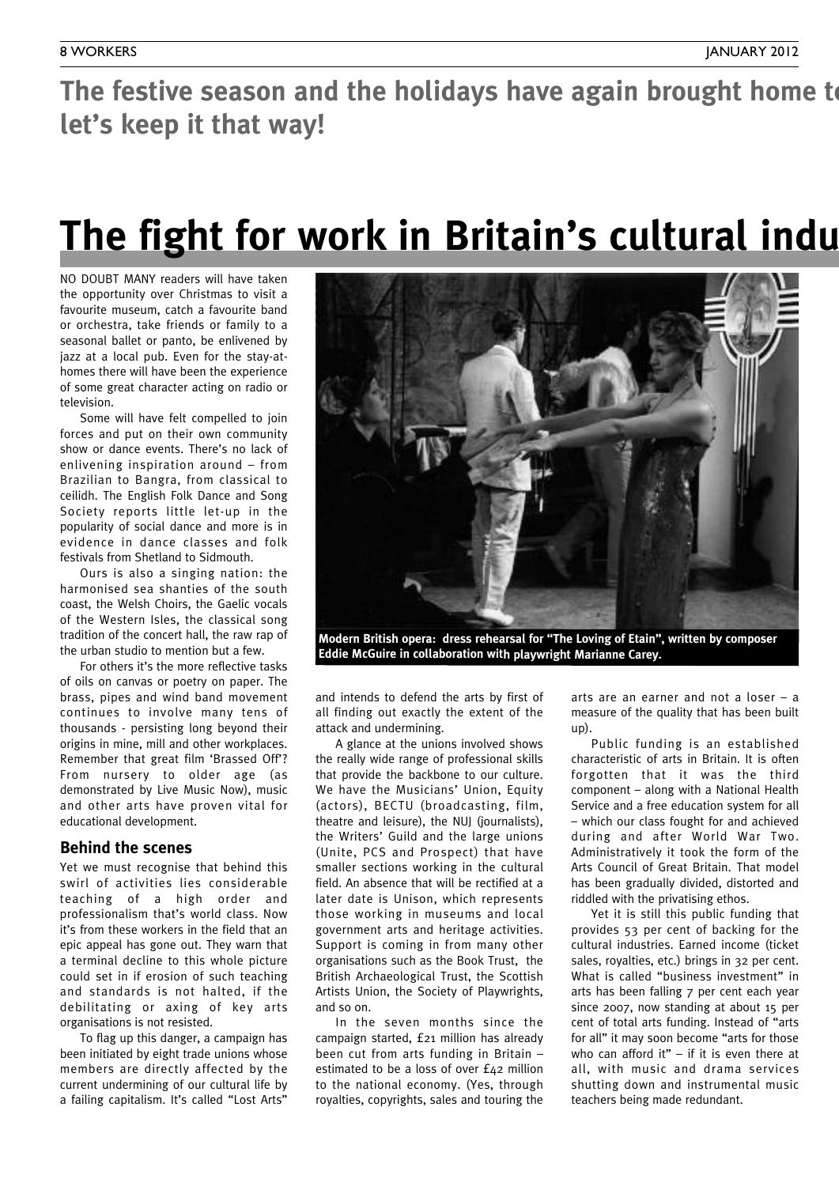**The festive season and the holidays have again brought home t let's keep it that way!**

# The fight for work in Britain's cultural indu

NO DOUBT MANY readers will have taken the opportunity over Christmas to visit a favourite museum, catch a favourite band or orchestra, take friends or family to a seasonal ballet or panto, be enlivened by jazz at a local pub. Even for the stay-at-homes there will have been the experience of some great character acting on radio or television.

Some will have felt compelled to join forces and put on their own community show or dance events. There's no lack of enlivening inspiration around – from Brazilian to Bangra, from classical to ceilidh. The English Folk Dance and Song Society reports little let-up in the popularity of social dance and more is in evidence in dance classes and folk festivals from Shetland to Sidmouth.

Ours is also a singing nation: the harmonised sea shanties of the south coast, the Welsh Choirs, the Gaelic vocals of the Western Isles, the classical song tradition of the concert hall, the raw rap of the urban studio to mention but a few.

For others it's the more reflective tasks of oils on canvas or poetry on paper. The brass, pipes and wind band movement continues to involve many tens of thousands - persisting long beyond their origins in mine, mill and other workplaces. Remember that great film 'Brassed Off'? From nursery to older age (as demonstrated by Live Music Now), music and other arts have proven vital for educational development.

## Behind the scenes

Yet we must recognise that behind this swirl of activities lies considerable teaching of a high order and professionalism that's world class. Now it's from these workers in the field that an epic appeal has gone out. They warn that a terminal decline to this whole picture could set in if erosion of such teaching and standards is not halted, if the debilitating or axing of key arts organisations is not resisted.

To flag up this danger, a campaign has been initiated by eight trade unions whose members are directly affected by the current undermining of our cultural life by a failing capitalism. It's called "Lost Arts" and intends to defend the arts by first of all finding out exactly the extent of the attack and undermining.

Modern British opera: dress rehearsal for "The Loving of Etain", written by composer Eddie McGuire in collaboration with playwright Marianne Carey.

A glance at the unions involved shows the really wide range of professional skills that provide the backbone to our culture. We have the Musicians' Union, Equity (actors), BECTU (broadcasting, film, theatre and leisure), the NUJ (journalists), the Writers' Guild and the large unions (Unite, PCS and Prospect) that have smaller sections working in the cultural field. An absence that will be rectified at a later date is Unison, which represents those working in museums and local government arts and heritage activities. Support is coming in from many other organisations such as the Book Trust, the British Archaeological Trust, the Scottish Artists Union, the Society of Playwrights, and so on.

In the seven months since the campaign started, £21 million has already been cut from arts funding in Britain – estimated to be a loss of over £42 million to the national economy. (Yes, through royalties, copyrights, sales and touring the arts are an earner and not a loser – a measure of the quality that has been built up).

Public funding is an established characteristic of arts in Britain. It is often forgotten that it was the third component – along with a National Health Service and a free education system for all – which our class fought for and achieved during and after World War Two. Administratively it took the form of the Arts Council of Great Britain. That model has been gradually divided, distorted and riddled with the privatising ethos.

Yet it is still this public funding that provides 53 per cent of backing for the cultural industries. Earned income (ticket sales, royalties, etc.) brings in 32 per cent. What is called "business investment" in arts has been falling 7 per cent each year since 2007, now standing at about 15 per cent of total arts funding. Instead of "arts for all" it may soon become "arts for those who can afford it" – if it is even there at all, with music and drama services shutting down and instrumental music teachers being made redundant.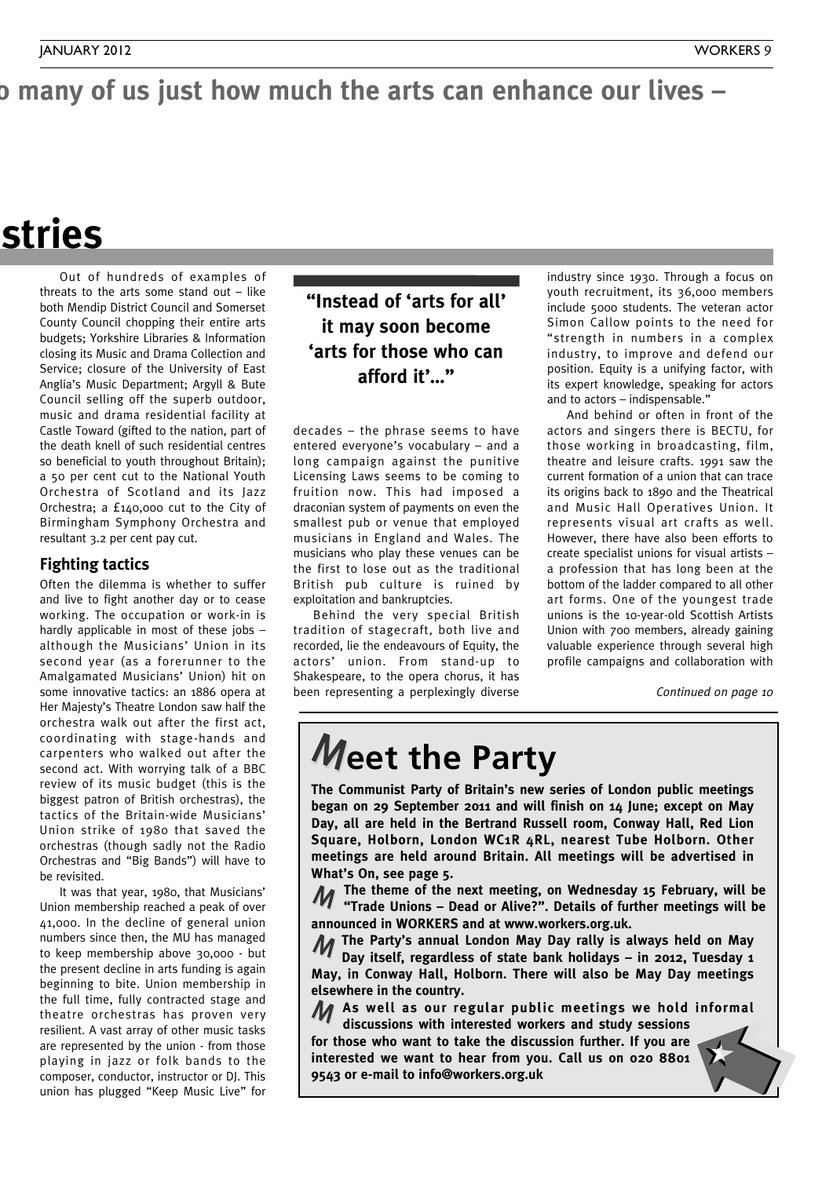o many of us just how much the arts can enhance our lives –

# stries

Out of hundreds of examples of threats to the arts some stand out – like both Mendip District Council and Somerset County Council chopping their entire arts budgets; Yorkshire Libraries & Information closing its Music and Drama Collection and Service; closure of the University of East Anglia's Music Department; Argyll & Bute Council selling off the superb outdoor, music and drama residential facility at Castle Toward (gifted to the nation, part of the death knell of such residential centres so beneficial to youth throughout Britain); a 50 per cent cut to the National Youth Orchestra of Scotland and its Jazz Orchestra; a £140,000 cut to the City of Birmingham Symphony Orchestra and resultant 3.2 per cent pay cut.

## Fighting tactics

Often the dilemma is whether to suffer and live to fight another day or to cease working. The occupation or work-in is hardly applicable in most of these jobs – although the Musicians' Union in its second year (as a forerunner to the Amalgamated Musicians' Union) hit on some innovative tactics: an 1886 opera at Her Majesty's Theatre London saw half the orchestra walk out after the first act, coordinating with stage-hands and carpenters who walked out after the second act. With worrying talk of a BBC review of its music budget (this is the biggest patron of British orchestras), the tactics of the Britain-wide Musicians' Union strike of 1980 that saved the orchestras (though sadly not the Radio Orchestras and "Big Bands") will have to be revisited.

It was that year, 1980, that Musicians' Union membership reached a peak of over 41,000. In the decline of general union numbers since then, the MU has managed to keep membership above 30,000 - but the present decline in arts funding is again beginning to bite. Union membership in the full time, fully contracted stage and theatre orchestras has proven very resilient. A vast array of other music tasks are represented by the union - from those playing in jazz or folk bands to the composer, conductor, instructor or DJ. This union has plugged "Keep Music Live" for decades – the phrase seems to have entered everyone's vocabulary – and a long campaign against the punitive Licensing Laws seems to be coming to fruition now. This had imposed a draconian system of payments on even the smallest pub or venue that employed musicians in England and Wales. The musicians who play these venues can be the first to lose out as the traditional British pub culture is ruined by exploitation and bankruptcies.

> **"Instead of 'arts for all' it may soon become 'arts for those who can afford it'..."**

Behind the very special British tradition of stagecraft, both live and recorded, lie the endeavours of Equity, the actors' union. From stand-up to Shakespeare, to the opera chorus, it has been representing a perplexingly diverse industry since 1930. Through a focus on youth recruitment, its 36,000 members include 5000 students. The veteran actor Simon Callow points to the need for "strength in numbers in a complex industry, to improve and defend our position. Equity is a unifying factor, with its expert knowledge, speaking for actors and to actors – indispensable."

And behind or often in front of the actors and singers there is BECTU, for those working in broadcasting, film, theatre and leisure crafts. 1991 saw the current formation of a union that can trace its origins back to 1890 and the Theatrical and Music Hall Operatives Union. It represents visual art crafts as well. However, there have also been efforts to create specialist unions for visual artists – a profession that has long been at the bottom of the ladder compared to all other art forms. One of the youngest trade unions is the 10-year-old Scottish Artists Union with 700 members, already gaining valuable experience through several high profile campaigns and collaboration with

*Continued on page 10*

## Meet the Party

**The Communist Party of Britain's new series of London public meetings began on 29 September 2011 and will finish on 14 June; except on May Day, all are held in the Bertrand Russell room, Conway Hall, Red Lion Square, Holborn, London WC1R 4RL, nearest Tube Holborn. Other meetings are held around Britain. All meetings will be advertised in What's On, see page 5.**

**The theme of the next meeting, on Wednesday 15 February, will be "Trade Unions – Dead or Alive?". Details of further meetings will be announced in WORKERS and at www.workers.org.uk.**

**The Party's annual London May Day rally is always held on May Day itself, regardless of state bank holidays – in 2012, Tuesday 1 May, in Conway Hall, Holborn. There will also be May Day meetings elsewhere in the country.**

**As well as our regular public meetings we hold informal discussions with interested workers and study sessions for those who want to take the discussion further. If you are interested we want to hear from you. Call us on 020 8801 9543 or e-mail to info@workers.org.uk**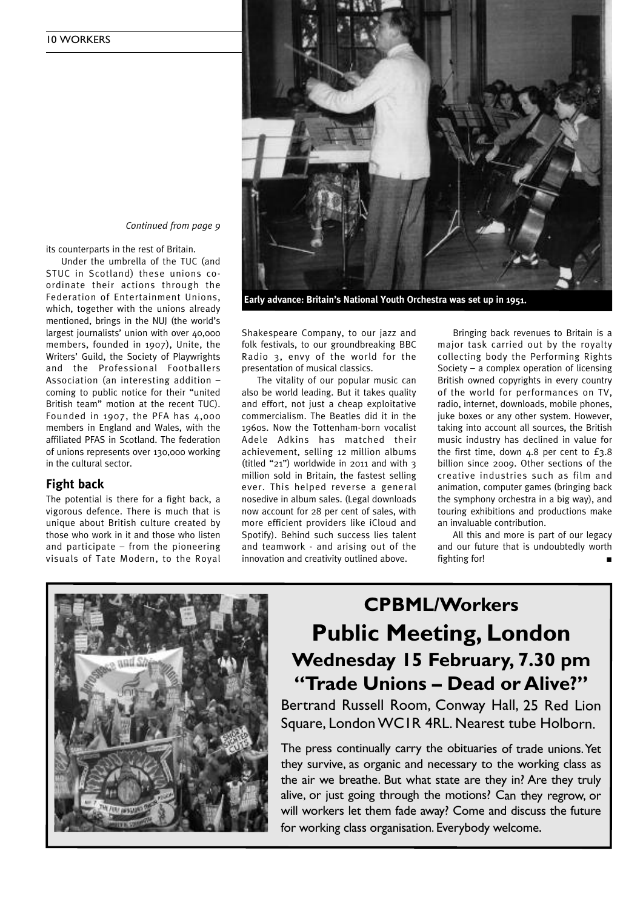*Continued from page 9*

its counterparts in the rest of Britain.

Under the umbrella of the TUC (and STUC in Scotland) these unions co-ordinate their actions through the Federation of Entertainment Unions, which, together with the unions already mentioned, brings in the NUJ (the world's largest journalists' union with over 40,000 members, founded in 1907), Unite, the Writers' Guild, the Society of Playwrights and the Professional Footballers Association (an interesting addition – coming to public notice for their "united British team" motion at the recent TUC). Founded in 1907, the PFA has 4,000 members in England and Wales, with the affiliated PFAS in Scotland. The federation of unions represents over 130,000 working in the cultural sector.

**Early advance: Britain's National Youth Orchestra was set up in 1951.**

## Fight back

The potential is there for a fight back, a vigorous defence. There is much that is unique about British culture created by those who work in it and those who listen and participate – from the pioneering visuals of Tate Modern, to the Royal Shakespeare Company, to our jazz and folk festivals, to our groundbreaking BBC Radio 3, envy of the world for the presentation of musical classics.

The vitality of our popular music can also be world leading. But it takes quality and effort, not just a cheap exploitative commercialism. The Beatles did it in the 1960s. Now the Tottenham-born vocalist Adele Adkins has matched their achievement, selling 12 million albums (titled "21") worldwide in 2011 and with 3 million sold in Britain, the fastest selling ever. This helped reverse a general nosedive in album sales. (Legal downloads now account for 28 per cent of sales, with more efficient providers like iCloud and Spotify). Behind such success lies talent and teamwork - and arising out of the innovation and creativity outlined above.

Bringing back revenues to Britain is a major task carried out by the royalty collecting body the Performing Rights Society – a complex operation of licensing British owned copyrights in every country of the world for performances on TV, radio, internet, downloads, mobile phones, juke boxes or any other system. However, taking into account all sources, the British music industry has declined in value for the first time, down 4.8 per cent to £3.8 billion since 2009. Other sections of the creative industries such as film and animation, computer games (bringing back the symphony orchestra in a big way), and touring exhibitions and productions make an invaluable contribution.

All this and more is part of our legacy and our future that is undoubtedly worth fighting for! ■

# CPBML/Workers

# Public Meeting, London

## Wednesday 15 February, 7.30 pm

## "Trade Unions – Dead or Alive?"

Bertrand Russell Room, Conway Hall, 25 Red Lion Square, London WC1R 4RL. Nearest tube Holborn.

The press continually carry the obituaries of trade unions. Yet they survive, as organic and necessary to the working class as the air we breathe. But what state are they in? Are they truly alive, or just going through the motions? Can they regrow, or will workers let them fade away? Come and discuss the future for working class organisation. Everybody welcome.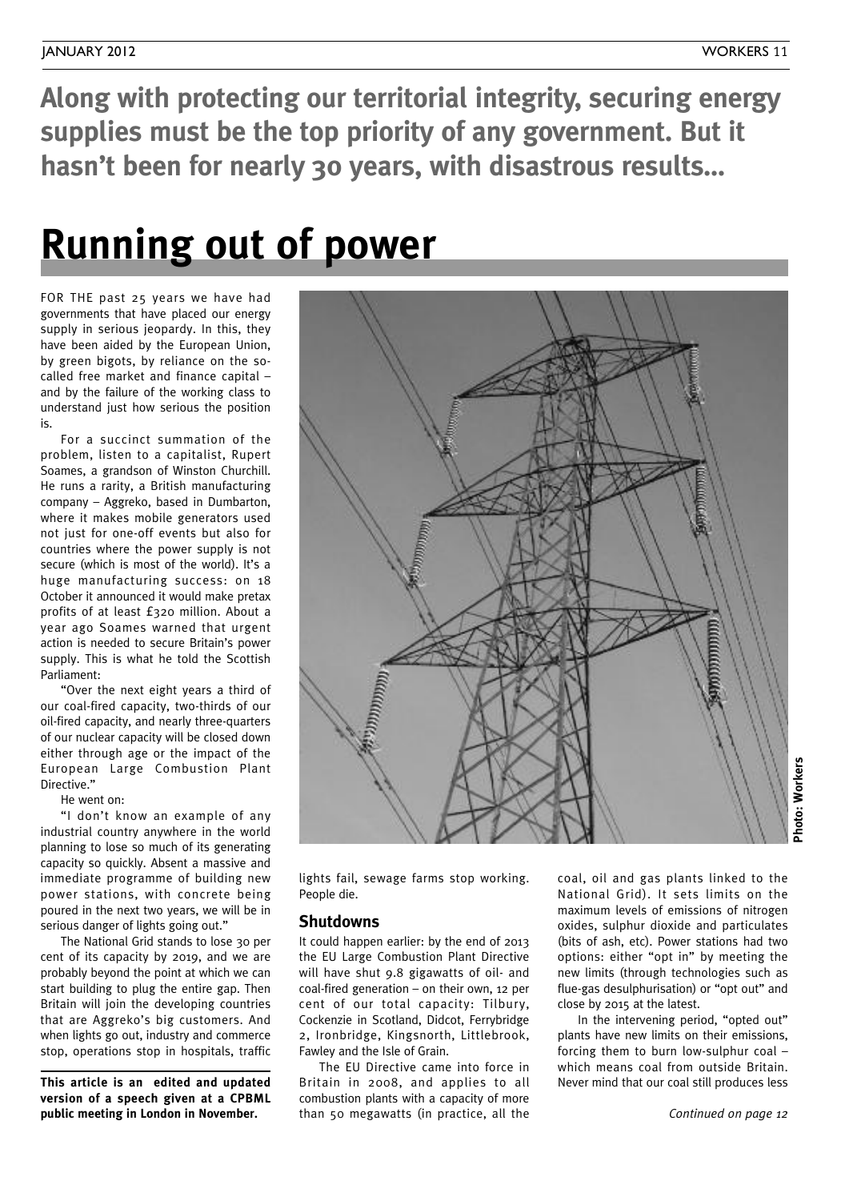**Along with protecting our territorial integrity, securing energy supplies must be the top priority of any government. But it hasn't been for nearly 30 years, with disastrous results…**

# Running out of power

FOR THE past 25 years we have had governments that have placed our energy supply in serious jeopardy. In this, they have been aided by the European Union, by green bigots, by reliance on the so-called free market and finance capital – and by the failure of the working class to understand just how serious the position is.

For a succinct summation of the problem, listen to a capitalist, Rupert Soames, a grandson of Winston Churchill. He runs a rarity, a British manufacturing company – Aggreko, based in Dumbarton, where it makes mobile generators used not just for one-off events but also for countries where the power supply is not secure (which is most of the world). It's a huge manufacturing success: on 18 October it announced it would make pretax profits of at least £320 million. About a year ago Soames warned that urgent action is needed to secure Britain's power supply. This is what he told the Scottish Parliament:

"Over the next eight years a third of our coal-fired capacity, two-thirds of our oil-fired capacity, and nearly three-quarters of our nuclear capacity will be closed down either through age or the impact of the European Large Combustion Plant Directive."

He went on:

"I don't know an example of any industrial country anywhere in the world planning to lose so much of its generating capacity so quickly. Absent a massive and immediate programme of building new power stations, with concrete being poured in the next two years, we will be in serious danger of lights going out."

The National Grid stands to lose 30 per cent of its capacity by 2019, and we are probably beyond the point at which we can start building to plug the entire gap. Then Britain will join the developing countries that are Aggreko's big customers. And when lights go out, industry and commerce stop, operations stop in hospitals, traffic lights fail, sewage farms stop working. People die.

**This article is an edited and updated version of a speech given at a CPBML public meeting in London in November.**

Photo: Workers

## Shutdowns

It could happen earlier: by the end of 2013 the EU Large Combustion Plant Directive will have shut 9.8 gigawatts of oil- and coal-fired generation – on their own, 12 per cent of our total capacity: Tilbury, Cockenzie in Scotland, Didcot, Ferrybridge 2, Ironbridge, Kingsnorth, Littlebrook, Fawley and the Isle of Grain.

The EU Directive came into force in Britain in 2008, and applies to all combustion plants with a capacity of more than 50 megawatts (in practice, all the coal, oil and gas plants linked to the National Grid). It sets limits on the maximum levels of emissions of nitrogen oxides, sulphur dioxide and particulates (bits of ash, etc). Power stations had two options: either "opt in" by meeting the new limits (through technologies such as flue-gas desulphurisation) or "opt out" and close by 2015 at the latest.

In the intervening period, "opted out" plants have new limits on their emissions, forcing them to burn low-sulphur coal – which means coal from outside Britain. Never mind that our coal still produces less

*Continued on page 12*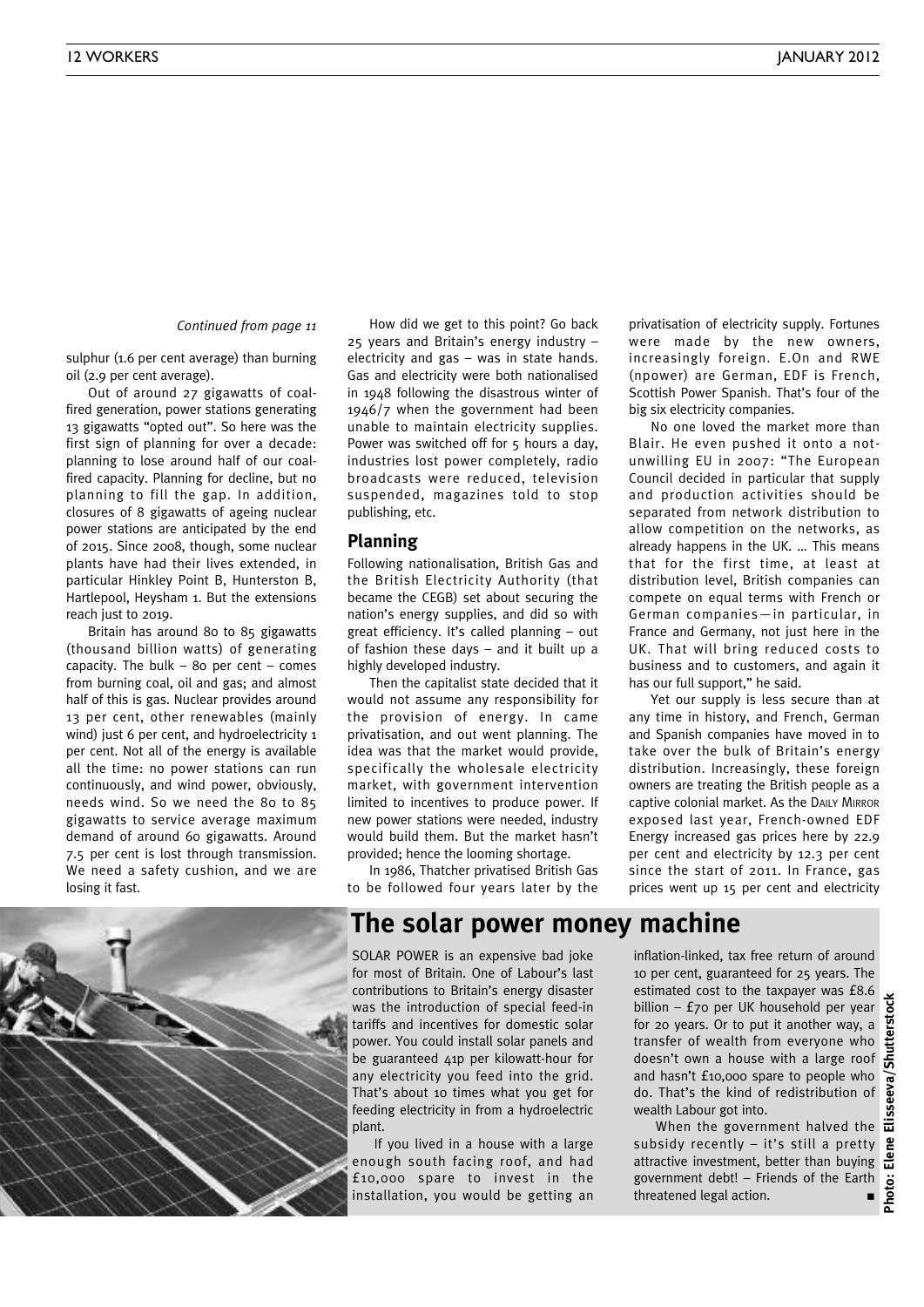*Continued from page 11*

sulphur (1.6 per cent average) than burning oil (2.9 per cent average).

Out of around 27 gigawatts of coal-fired generation, power stations generating 13 gigawatts "opted out". So here was the first sign of planning for over a decade: planning to lose around half of our coal-fired capacity. Planning for decline, but no planning to fill the gap. In addition, closures of 8 gigawatts of ageing nuclear power stations are anticipated by the end of 2015. Since 2008, though, some nuclear plants have had their lives extended, in particular Hinkley Point B, Hunterston B, Hartlepool, Heysham 1. But the extensions reach just to 2019.

Britain has around 80 to 85 gigawatts (thousand billion watts) of generating capacity. The bulk – 80 per cent – comes from burning coal, oil and gas; and almost half of this is gas. Nuclear provides around 13 per cent, other renewables (mainly wind) just 6 per cent, and hydroelectricity 1 per cent. Not all of the energy is available all the time: no power stations can run continuously, and wind power, obviously, needs wind. So we need the 80 to 85 gigawatts to service average maximum demand of around 60 gigawatts. Around 7.5 per cent is lost through transmission. We need a safety cushion, and we are losing it fast.

How did we get to this point? Go back 25 years and Britain's energy industry – electricity and gas – was in state hands. Gas and electricity were both nationalised in 1948 following the disastrous winter of 1946/7 when the government had been unable to maintain electricity supplies. Power was switched off for 5 hours a day, industries lost power completely, radio broadcasts were reduced, television suspended, magazines told to stop publishing, etc.

## Planning

Following nationalisation, British Gas and the British Electricity Authority (that became the CEGB) set about securing the nation's energy supplies, and did so with great efficiency. It's called planning – out of fashion these days – and it built up a highly developed industry.

Then the capitalist state decided that it would not assume any responsibility for the provision of energy. In came privatisation, and out went planning. The idea was that the market would provide, specifically the wholesale electricity market, with government intervention limited to incentives to produce power. If new power stations were needed, industry would build them. But the market hasn't provided; hence the looming shortage.

In 1986, Thatcher privatised British Gas to be followed four years later by the privatisation of electricity supply. Fortunes were made by the new owners, increasingly foreign. E.On and RWE (npower) are German, EDF is French, Scottish Power Spanish. That's four of the big six electricity companies.

No one loved the market more than Blair. He even pushed it onto a not-unwilling EU in 2007: "The European Council decided in particular that supply and production activities should be separated from network distribution to allow competition on the networks, as already happens in the UK. … This means that for the first time, at least at distribution level, British companies can compete on equal terms with French or German companies—in particular, in France and Germany, not just here in the UK. That will bring reduced costs to business and to customers, and again it has our full support," he said.

Yet our supply is less secure than at any time in history, and French, German and Spanish companies have moved in to take over the bulk of Britain's energy distribution. Increasingly, these foreign owners are treating the British people as a captive colonial market. As the Daily Mirror exposed last year, French-owned EDF Energy increased gas prices here by 22.9 per cent and electricity by 12.3 per cent since the start of 2011. In France, gas prices went up 15 per cent and electricity

## The solar power money machine

SOLAR POWER is an expensive bad joke for most of Britain. One of Labour's last contributions to Britain's energy disaster was the introduction of special feed-in tariffs and incentives for domestic solar power. You could install solar panels and be guaranteed 41p per kilowatt-hour for any electricity you feed into the grid. That's about 10 times what you get for feeding electricity in from a hydroelectric plant.

If you lived in a house with a large enough south facing roof, and had £10,000 spare to invest in the installation, you would be getting an inflation-linked, tax free return of around 10 per cent, guaranteed for 25 years. The estimated cost to the taxpayer was £8.6 billion – £70 per UK household per year for 20 years. Or to put it another way, a transfer of wealth from everyone who doesn't own a house with a large roof and hasn't £10,000 spare to people who do. That's the kind of redistribution of wealth Labour got into.

When the government halved the subsidy recently – it's still a pretty attractive investment, better than buying government debt! – Friends of the Earth threatened legal action. ■

Photo: Elene Elisseeva/Shutterstock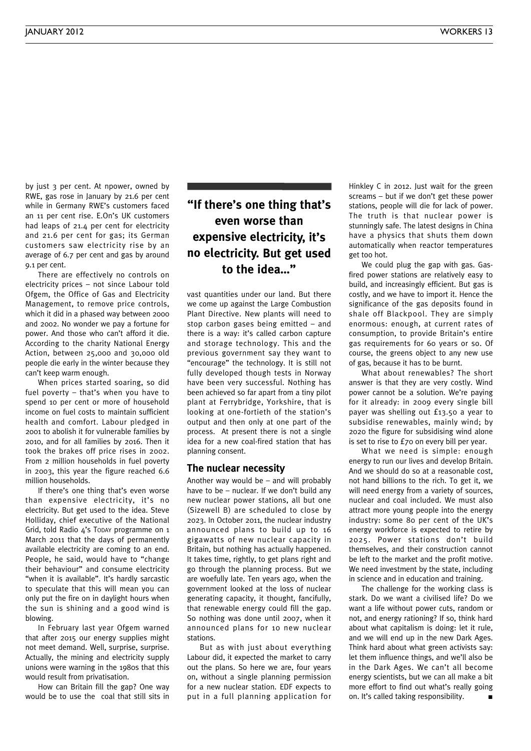by just 3 per cent. At npower, owned by RWE, gas rose in January by 21.6 per cent while in Germany RWE's customers faced an 11 per cent rise. E.On's UK customers had leaps of 21.4 per cent for electricity and 21.6 per cent for gas; its German customers saw electricity rise by an average of 6.7 per cent and gas by around 9.1 per cent.

There are effectively no controls on electricity prices – not since Labour told Ofgem, the Office of Gas and Electricity Management, to remove price controls, which it did in a phased way between 2000 and 2002. No wonder we pay a fortune for power. And those who can't afford it die. According to the charity National Energy Action, between 25,000 and 30,000 old people die early in the winter because they can't keep warm enough.

When prices started soaring, so did fuel poverty – that's when you have to spend 10 per cent or more of household income on fuel costs to maintain sufficient health and comfort. Labour pledged in 2001 to abolish it for vulnerable families by 2010, and for all families by 2016. Then it took the brakes off price rises in 2002. From 2 million households in fuel poverty in 2003, this year the figure reached 6.6 million households.

If there's one thing that's even worse than expensive electricity, it's no electricity. But get used to the idea. Steve Holliday, chief executive of the National Grid, told Radio 4's Today programme on 1 March 2011 that the days of permanently available electricity are coming to an end. People, he said, would have to "change their behaviour" and consume electricity "when it is available". It's hardly sarcastic to speculate that this will mean you can only put the fire on in daylight hours when the sun is shining and a good wind is blowing.

In February last year Ofgem warned that after 2015 our energy supplies might not meet demand. Well, surprise, surprise. Actually, the mining and electricity supply unions were warning in the 1980s that this would result from privatisation.

How can Britain fill the gap? One way would be to use the coal that still sits in vast quantities under our land. But there we come up against the Large Combustion Plant Directive. New plants will need to stop carbon gases being emitted – and there is a way: it's called carbon capture and storage technology. This and the previous government say they want to "encourage" the technology. It is still not fully developed though tests in Norway have been very successful. Nothing has been achieved so far apart from a tiny pilot plant at Ferrybridge, Yorkshire, that is looking at one-fortieth of the station's output and then only at one part of the process. At present there is not a single idea for a new coal-fired station that has planning consent.

> **"If there's one thing that's even worse than expensive electricity, it's no electricity. But get used to the idea..."**

## The nuclear necessity

Another way would be – and will probably have to be – nuclear. If we don't build any new nuclear power stations, all but one (Sizewell B) are scheduled to close by 2023. In October 2011, the nuclear industry announced plans to build up to 16 gigawatts of new nuclear capacity in Britain, but nothing has actually happened. It takes time, rightly, to get plans right and go through the planning process. But we are woefully late. Ten years ago, when the government looked at the loss of nuclear generating capacity, it thought, fancifully, that renewable energy could fill the gap. So nothing was done until 2007, when it announced plans for 10 new nuclear stations.

But as with just about everything Labour did, it expected the market to carry out the plans. So here we are, four years on, without a single planning permission for a new nuclear station. EDF expects to put in a full planning application for Hinkley C in 2012. Just wait for the green screams – but if we don't get these power stations, people will die for lack of power. The truth is that nuclear power is stunningly safe. The latest designs in China have a physics that shuts them down automatically when reactor temperatures get too hot.

We could plug the gap with gas. Gas-fired power stations are relatively easy to build, and increasingly efficient. But gas is costly, and we have to import it. Hence the significance of the gas deposits found in shale off Blackpool. They are simply enormous: enough, at current rates of consumption, to provide Britain's entire gas requirements for 60 years or so. Of course, the greens object to any new use of gas, because it has to be burnt.

What about renewables? The short answer is that they are very costly. Wind power cannot be a solution. We're paying for it already: in 2009 every single bill payer was shelling out £13.50 a year to subsidise renewables, mainly wind; by 2020 the figure for subsidising wind alone is set to rise to £70 on every bill per year.

What we need is simple: enough energy to run our lives and develop Britain. And we should do so at a reasonable cost, not hand billions to the rich. To get it, we will need energy from a variety of sources, nuclear and coal included. We must also attract more young people into the energy industry: some 80 per cent of the UK's energy workforce is expected to retire by 2025. Power stations don't build themselves, and their construction cannot be left to the market and the profit motive. We need investment by the state, including in science and in education and training.

The challenge for the working class is stark. Do we want a civilised life? Do we want a life without power cuts, random or not, and energy rationing? If so, think hard about what capitalism is doing: let it rule, and we will end up in the new Dark Ages. Think hard about what green activists say: let them influence things, and we'll also be in the Dark Ages. We can't all become energy scientists, but we can all make a bit more effort to find out what's really going on. It's called taking responsibility. ■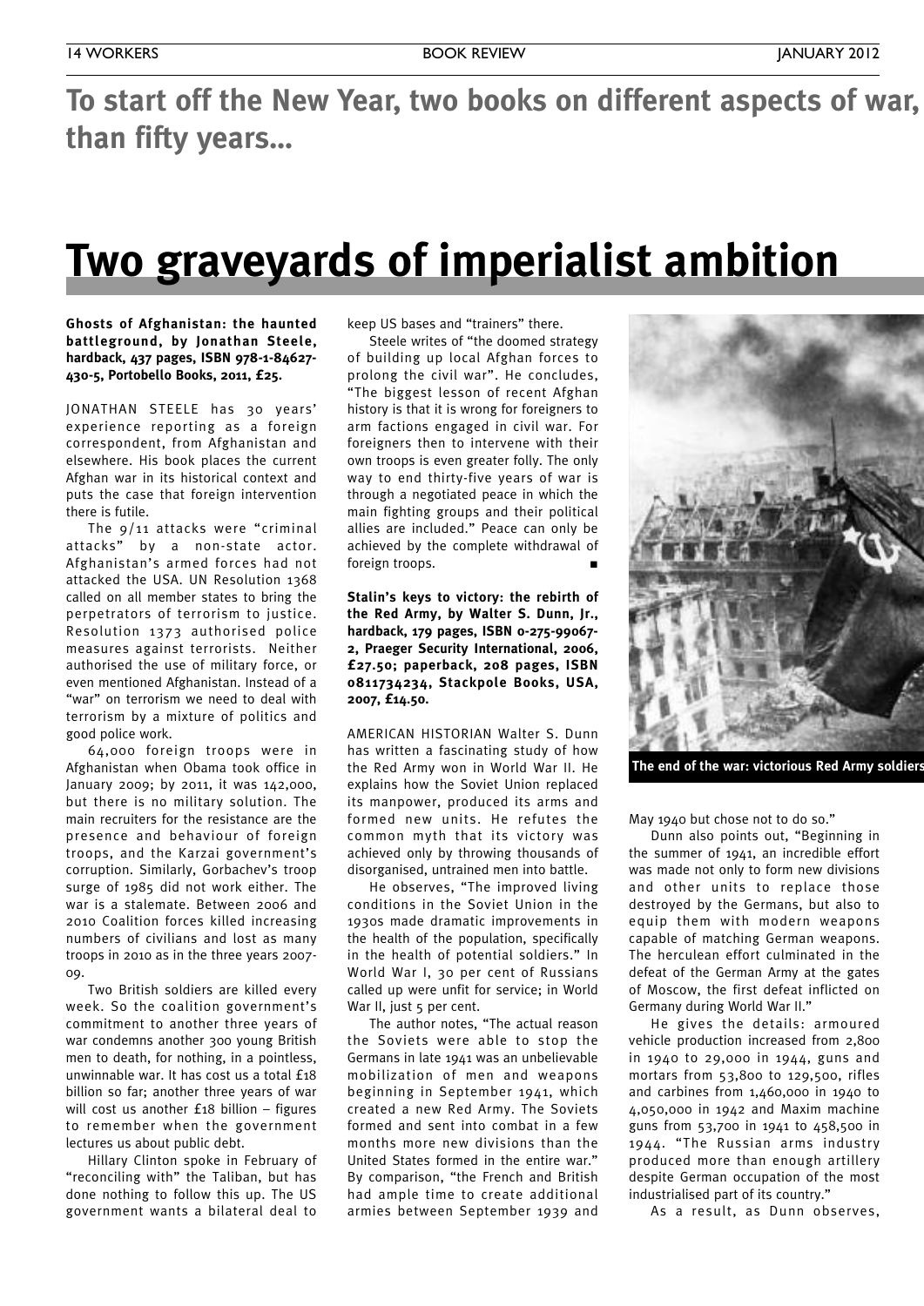**To start off the New Year, two books on different aspects of war, than fifty years...**

# Two graveyards of imperialist ambition

**Ghosts of Afghanistan: the haunted battleground, by Jonathan Steele, hardback, 437 pages, ISBN 978-1-84627-430-5, Portobello Books, 2011, £25.**

JONATHAN STEELE has 30 years' experience reporting as a foreign correspondent, from Afghanistan and elsewhere. His book places the current Afghan war in its historical context and puts the case that foreign intervention there is futile.

The 9/11 attacks were "criminal attacks" by a non-state actor. Afghanistan's armed forces had not attacked the USA. UN Resolution 1368 called on all member states to bring the perpetrators of terrorism to justice. Resolution 1373 authorised police measures against terrorists. Neither authorised the use of military force, or even mentioned Afghanistan. Instead of a "war" on terrorism we need to deal with terrorism by a mixture of politics and good police work.

64,000 foreign troops were in Afghanistan when Obama took office in January 2009; by 2011, it was 142,000, but there is no military solution. The main recruiters for the resistance are the presence and behaviour of foreign troops, and the Karzai government's corruption. Similarly, Gorbachev's troop surge of 1985 did not work either. The war is a stalemate. Between 2006 and 2010 Coalition forces killed increasing numbers of civilians and lost as many troops in 2010 as in the three years 2007-09.

Two British soldiers are killed every week. So the coalition government's commitment to another three years of war condemns another 300 young British men to death, for nothing, in a pointless, unwinnable war. It has cost us a total £18 billion so far; another three years of war will cost us another £18 billion – figures to remember when the government lectures us about public debt.

Hillary Clinton spoke in February of "reconciling with" the Taliban, but has done nothing to follow this up. The US government wants a bilateral deal to keep US bases and "trainers" there.

Steele writes of "the doomed strategy of building up local Afghan forces to prolong the civil war". He concludes, "The biggest lesson of recent Afghan history is that it is wrong for foreigners to arm factions engaged in civil war. For foreigners then to intervene with their own troops is even greater folly. The only way to end thirty-five years of war is through a negotiated peace in which the main fighting groups and their political allies are included." Peace can only be achieved by the complete withdrawal of foreign troops. ■

**Stalin's keys to victory: the rebirth of the Red Army, by Walter S. Dunn, Jr., hardback, 179 pages, ISBN 0-275-99067-2, Praeger Security International, 2006, £27.50; paperback, 208 pages, ISBN 0811734234, Stackpole Books, USA, 2007, £14.50.**

AMERICAN HISTORIAN Walter S. Dunn has written a fascinating study of how the Red Army won in World War II. He explains how the Soviet Union replaced its manpower, produced its arms and formed new units. He refutes the common myth that its victory was achieved only by throwing thousands of disorganised, untrained men into battle.

He observes, "The improved living conditions in the Soviet Union in the 1930s made dramatic improvements in the health of the population, specifically in the health of potential soldiers." In World War I, 30 per cent of Russians called up were unfit for service; in World War II, just 5 per cent.

The author notes, "The actual reason the Soviets were able to stop the Germans in late 1941 was an unbelievable mobilization of men and weapons beginning in September 1941, which created a new Red Army. The Soviets formed and sent into combat in a few months more new divisions than the United States formed in the entire war." By comparison, "the French and British had ample time to create additional armies between September 1939 and May 1940 but chose not to do so."

**The end of the war: victorious Red Army soldiers**

Dunn also points out, "Beginning in the summer of 1941, an incredible effort was made not only to form new divisions and other units to replace those destroyed by the Germans, but also to equip them with modern weapons capable of matching German weapons. The herculean effort culminated in the defeat of the German Army at the gates of Moscow, the first defeat inflicted on Germany during World War II."

He gives the details: armoured vehicle production increased from 2,800 in 1940 to 29,000 in 1944, guns and mortars from 53,800 to 129,500, rifles and carbines from 1,460,000 in 1940 to 4,050,000 in 1942 and Maxim machine guns from 53,700 in 1941 to 458,500 in 1944. "The Russian arms industry produced more than enough artillery despite German occupation of the most industrialised part of its country."

As a result, as Dunn observes,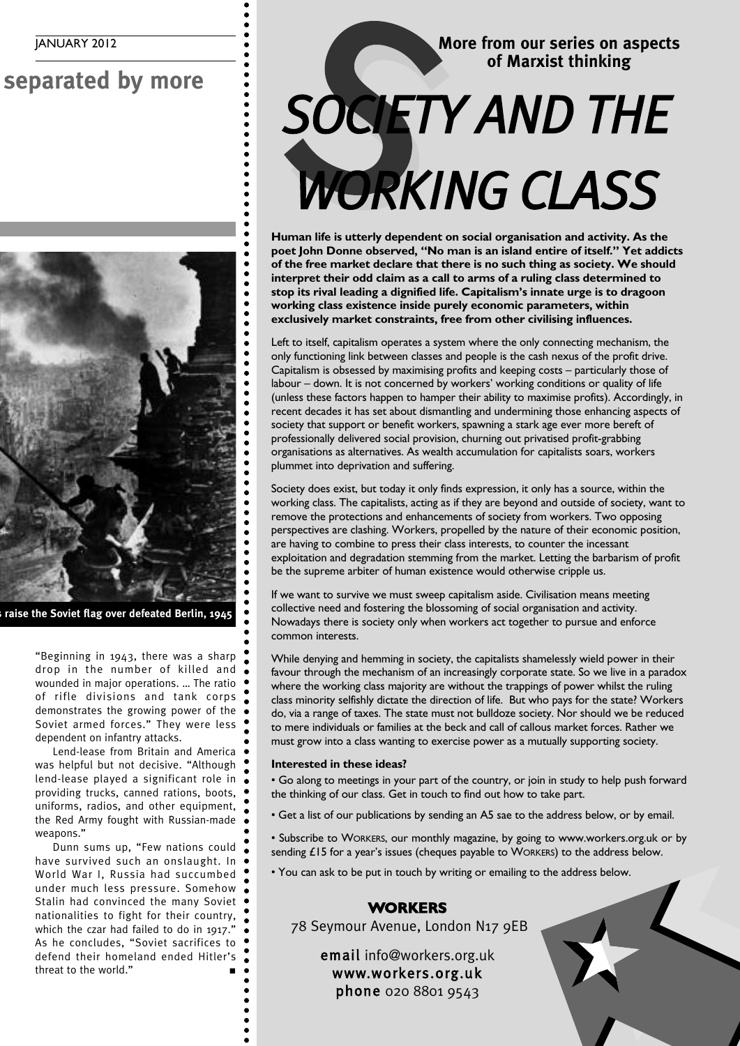## separated by more

s raise the Soviet flag over defeated Berlin, 1945

"Beginning in 1943, there was a sharp drop in the number of killed and wounded in major operations. ... The ratio of rifle divisions and tank corps demonstrates the growing power of the Soviet armed forces." They were less dependent on infantry attacks.

Lend-lease from Britain and America was helpful but not decisive. "Although lend-lease played a significant role in providing trucks, canned rations, boots, uniforms, radios, and other equipment, the Red Army fought with Russian-made weapons."

Dunn sums up, "Few nations could have survived such an onslaught. In World War I, Russia had succumbed under much less pressure. Somehow Stalin had convinced the many Soviet nationalities to fight for their country, which the czar had failed to do in 1917." As he concludes, "Soviet sacrifices to defend their homeland ended Hitler's threat to the world." ■

**More from our series on aspects of Marxist thinking**

# SOCIETY AND THE WORKING CLASS

**Human life is utterly dependent on social organisation and activity. As the poet John Donne observed, "No man is an island entire of itself." Yet addicts of the free market declare that there is no such thing as society. We should interpret their odd claim as a call to arms of a ruling class determined to stop its rival leading a dignified life. Capitalism's innate urge is to dragoon working class existence inside purely economic parameters, within exclusively market constraints, free from other civilising influences.**

Left to itself, capitalism operates a system where the only connecting mechanism, the only functioning link between classes and people is the cash nexus of the profit drive. Capitalism is obsessed by maximising profits and keeping costs – particularly those of labour – down. It is not concerned by workers' working conditions or quality of life (unless these factors happen to hamper their ability to maximise profits). Accordingly, in recent decades it has set about dismantling and undermining those enhancing aspects of society that support or benefit workers, spawning a stark age ever more bereft of professionally delivered social provision, churning out privatised profit-grabbing organisations as alternatives. As wealth accumulation for capitalists soars, workers plummet into deprivation and suffering.

Society does exist, but today it only finds expression, it only has a source, within the working class. The capitalists, acting as if they are beyond and outside of society, want to remove the protections and enhancements of society from workers. Two opposing perspectives are clashing. Workers, propelled by the nature of their economic position, are having to combine to press their class interests, to counter the incessant exploitation and degradation stemming from the market. Letting the barbarism of profit be the supreme arbiter of human existence would otherwise cripple us.

If we want to survive we must sweep capitalism aside. Civilisation means meeting collective need and fostering the blossoming of social organisation and activity. Nowadays there is society only when workers act together to pursue and enforce common interests.

While denying and hemming in society, the capitalists shamelessly wield power in their favour through the mechanism of an increasingly corporate state. So we live in a paradox where the working class majority are without the trappings of power whilst the ruling class minority selfishly dictate the direction of life. But who pays for the state? Workers do, via a range of taxes. The state must not bulldoze society. Nor should we be reduced to mere individuals or families at the beck and call of callous market forces. Rather we must grow into a class wanting to exercise power as a mutually supporting society.

**Interested in these ideas?**

• Go along to meetings in your part of the country, or join in study to help push forward the thinking of our class. Get in touch to find out how to take part.

• Get a list of our publications by sending an A5 sae to the address below, or by email.

• Subscribe to WORKERS, our monthly magazine, by going to www.workers.org.uk or by sending £15 for a year's issues (cheques payable to WORKERS) to the address below.

• You can ask to be put in touch by writing or emailing to the address below.

**WORKERS**
78 Seymour Avenue, London N17 9EB

**email** info@workers.org.uk
**www.workers.org.uk**
**phone** 020 8801 9543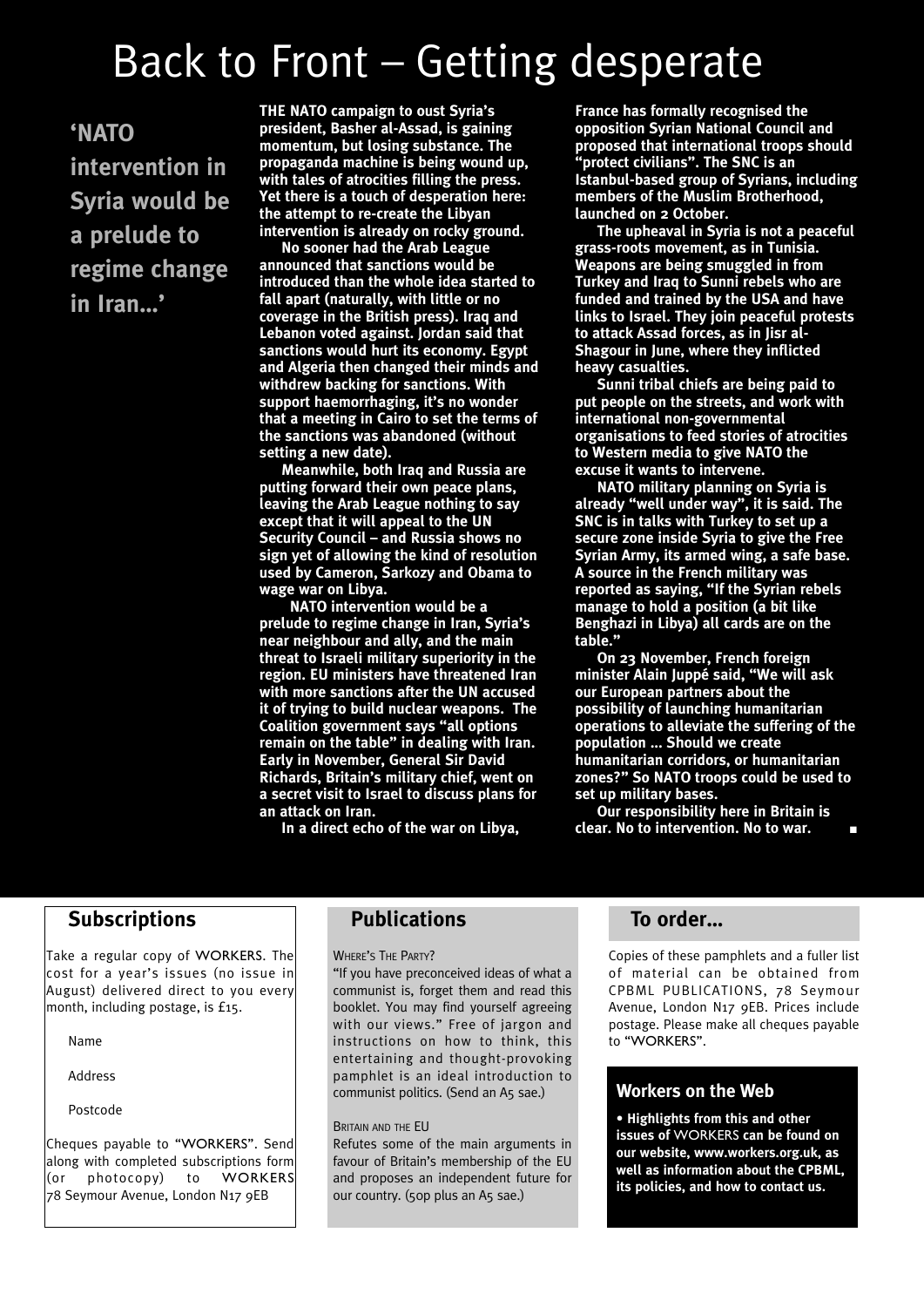# Back to Front – Getting desperate

**'NATO intervention in Syria would be a prelude to regime change in Iran…'**

**THE NATO campaign to oust Syria's president, Basher al-Assad, is gaining momentum, but losing substance. The propaganda machine is being wound up, with tales of atrocities filling the press. Yet there is a touch of desperation here: the attempt to re-create the Libyan intervention is already on rocky ground.**

**No sooner had the Arab League announced that sanctions would be introduced than the whole idea started to fall apart (naturally, with little or no coverage in the British press). Iraq and Lebanon voted against. Jordan said that sanctions would hurt its economy. Egypt and Algeria then changed their minds and withdrew backing for sanctions. With support haemorrhaging, it's no wonder that a meeting in Cairo to set the terms of the sanctions was abandoned (without setting a new date).**

**Meanwhile, both Iraq and Russia are putting forward their own peace plans, leaving the Arab League nothing to say except that it will appeal to the UN Security Council – and Russia shows no sign yet of allowing the kind of resolution used by Cameron, Sarkozy and Obama to wage war on Libya.**

**NATO intervention would be a prelude to regime change in Iran, Syria's near neighbour and ally, and the main threat to Israeli military superiority in the region. EU ministers have threatened Iran with more sanctions after the UN accused it of trying to build nuclear weapons. The Coalition government says "all options remain on the table" in dealing with Iran. Early in November, General Sir David Richards, Britain's military chief, went on a secret visit to Israel to discuss plans for an attack on Iran.**

**In a direct echo of the war on Libya, France has formally recognised the opposition Syrian National Council and proposed that international troops should "protect civilians". The SNC is an Istanbul-based group of Syrians, including members of the Muslim Brotherhood, launched on 2 October.**

**The upheaval in Syria is not a peaceful grass-roots movement, as in Tunisia. Weapons are being smuggled in from Turkey and Iraq to Sunni rebels who are funded and trained by the USA and have links to Israel. They join peaceful protests to attack Assad forces, as in Jisr al-Shagour in June, where they inflicted heavy casualties.**

**Sunni tribal chiefs are being paid to put people on the streets, and work with international non-governmental organisations to feed stories of atrocities to Western media to give NATO the excuse it wants to intervene.**

**NATO military planning on Syria is already "well under way", it is said. The SNC is in talks with Turkey to set up a secure zone inside Syria to give the Free Syrian Army, its armed wing, a safe base. A source in the French military was reported as saying, "If the Syrian rebels manage to hold a position (a bit like Benghazi in Libya) all cards are on the table."**

**On 23 November, French foreign minister Alain Juppé said, "We will ask our European partners about the possibility of launching humanitarian operations to alleviate the suffering of the population … Should we create humanitarian corridors, or humanitarian zones?" So NATO troops could be used to set up military bases.**

**Our responsibility here in Britain is clear. No to intervention. No to war.** ■

## Subscriptions

Take a regular copy of WORKERS. The cost for a year's issues (no issue in August) delivered direct to you every month, including postage, is £15.

Name

Address

Postcode

Cheques payable to "WORKERS". Send along with completed subscriptions form (or photocopy) to WORKERS 78 Seymour Avenue, London N17 9EB

## Publications

WHERE'S THE PARTY?

"If you have preconceived ideas of what a communist is, forget them and read this booklet. You may find yourself agreeing with our views." Free of jargon and instructions on how to think, this entertaining and thought-provoking pamphlet is an ideal introduction to communist politics. (Send an A5 sae.)

BRITAIN AND THE EU

Refutes some of the main arguments in favour of Britain's membership of the EU and proposes an independent future for our country. (50p plus an A5 sae.)

## To order…

Copies of these pamphlets and a fuller list of material can be obtained from CPBML PUBLICATIONS, 78 Seymour Avenue, London N17 9EB. Prices include postage. Please make all cheques payable to "WORKERS".

### Workers on the Web

- **Highlights from this and other issues of** WORKERS **can be found on our website, www.workers.org.uk, as well as information about the CPBML, its policies, and how to contact us.**